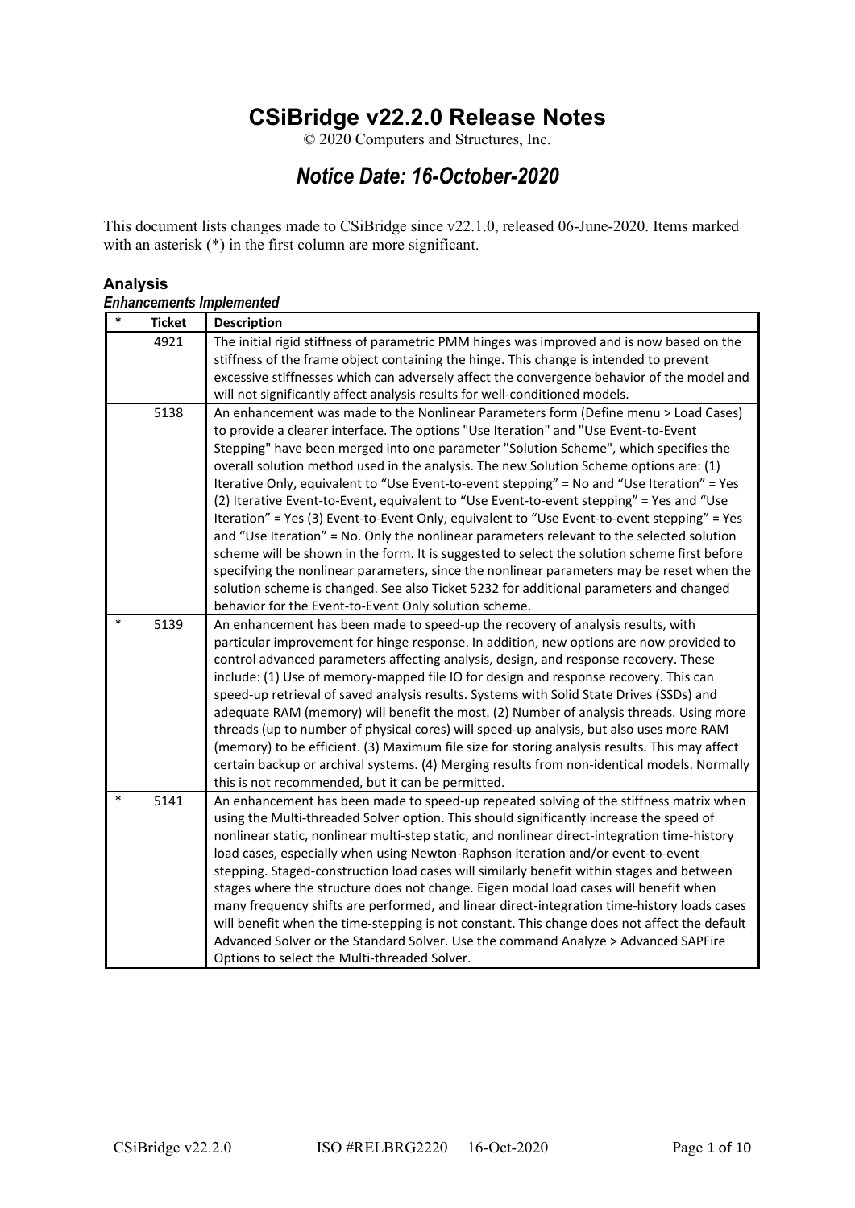# CSiBridge v22.2.0 Release Notes

© 2020 Computers and Structures, Inc.

## *Notice Date: 16-October-2020*

This document lists changes made to CSiBridge since v22.1.0, released 06-June-2020. Items marked with an asterisk (*) in the first column are more significant.

### Analysis

#### *Enhancements Implemented*

| * | Ticket | Description |
|---|---|---|
| | 4921 | The initial rigid stiffness of parametric PMM hinges was improved and is now based on the stiffness of the frame object containing the hinge. This change is intended to prevent excessive stiffnesses which can adversely affect the convergence behavior of the model and will not significantly affect analysis results for well-conditioned models. |
| | 5138 | An enhancement was made to the Nonlinear Parameters form (Define menu > Load Cases) to provide a clearer interface. The options "Use Iteration" and "Use Event-to-Event Stepping" have been merged into one parameter "Solution Scheme", which specifies the overall solution method used in the analysis. The new Solution Scheme options are: (1) Iterative Only, equivalent to "Use Event-to-event stepping" = No and "Use Iteration" = Yes (2) Iterative Event-to-Event, equivalent to "Use Event-to-event stepping" = Yes and "Use Iteration" = Yes (3) Event-to-Event Only, equivalent to "Use Event-to-event stepping" = Yes and "Use Iteration" = No. Only the nonlinear parameters relevant to the selected solution scheme will be shown in the form. It is suggested to select the solution scheme first before specifying the nonlinear parameters, since the nonlinear parameters may be reset when the solution scheme is changed. See also Ticket 5232 for additional parameters and changed behavior for the Event-to-Event Only solution scheme. |
| * | 5139 | An enhancement has been made to speed-up the recovery of analysis results, with particular improvement for hinge response. In addition, new options are now provided to control advanced parameters affecting analysis, design, and response recovery. These include: (1) Use of memory-mapped file IO for design and response recovery. This can speed-up retrieval of saved analysis results. Systems with Solid State Drives (SSDs) and adequate RAM (memory) will benefit the most. (2) Number of analysis threads. Using more threads (up to number of physical cores) will speed-up analysis, but also uses more RAM (memory) to be efficient. (3) Maximum file size for storing analysis results. This may affect certain backup or archival systems. (4) Merging results from non-identical models. Normally this is not recommended, but it can be permitted. |
| * | 5141 | An enhancement has been made to speed-up repeated solving of the stiffness matrix when using the Multi-threaded Solver option. This should significantly increase the speed of nonlinear static, nonlinear multi-step static, and nonlinear direct-integration time-history load cases, especially when using Newton-Raphson iteration and/or event-to-event stepping. Staged-construction load cases will similarly benefit within stages and between stages where the structure does not change. Eigen modal load cases will benefit when many frequency shifts are performed, and linear direct-integration time-history loads cases will benefit when the time-stepping is not constant. This change does not affect the default Advanced Solver or the Standard Solver. Use the command Analyze > Advanced SAPFire Options to select the Multi-threaded Solver. |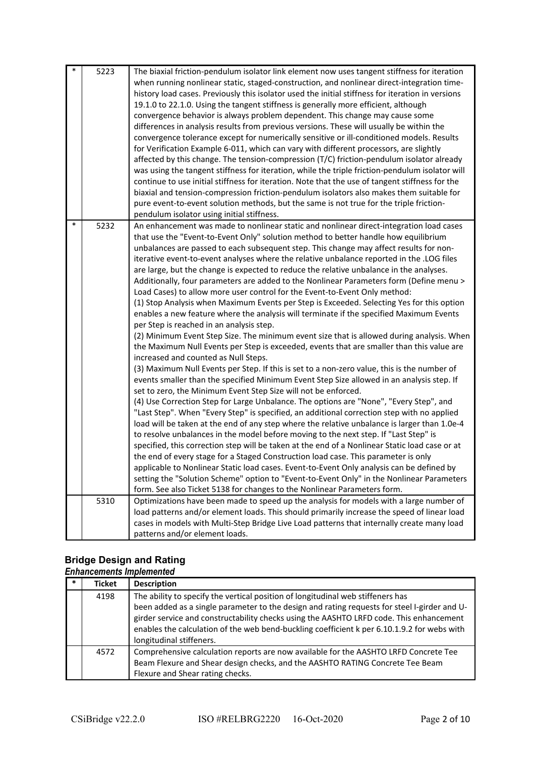| * | Ticket | Description |
|---|---|---|
| * | 5223 | The biaxial friction-pendulum isolator link element now uses tangent stiffness for iteration when running nonlinear static, staged-construction, and nonlinear direct-integration time-history load cases. Previously this isolator used the initial stiffness for iteration in versions 19.1.0 to 22.1.0. Using the tangent stiffness is generally more efficient, although convergence behavior is always problem dependent. This change may cause some differences in analysis results from previous versions. These will usually be within the convergence tolerance except for numerically sensitive or ill-conditioned models. Results for Verification Example 6-011, which can vary with different processors, are slightly affected by this change. The tension-compression (T/C) friction-pendulum isolator already was using the tangent stiffness for iteration, while the triple friction-pendulum isolator will continue to use initial stiffness for iteration. Note that the use of tangent stiffness for the biaxial and tension-compression friction-pendulum isolators also makes them suitable for pure event-to-event solution methods, but the same is not true for the triple friction-pendulum isolator using initial stiffness. |
| * | 5232 | An enhancement was made to nonlinear static and nonlinear direct-integration load cases that use the "Event-to-Event Only" solution method to better handle how equilibrium unbalances are passed to each subsequent step. This change may affect results for non-iterative event-to-event analyses where the relative unbalance reported in the .LOG files are large, but the change is expected to reduce the relative unbalance in the analyses. Additionally, four parameters are added to the Nonlinear Parameters form (Define menu > Load Cases) to allow more user control for the Event-to-Event Only method:<br>(1) Stop Analysis when Maximum Events per Step is Exceeded. Selecting Yes for this option enables a new feature where the analysis will terminate if the specified Maximum Events per Step is reached in an analysis step.<br>(2) Minimum Event Step Size. The minimum event size that is allowed during analysis. When the Maximum Null Events per Step is exceeded, events that are smaller than this value are increased and counted as Null Steps.<br>(3) Maximum Null Events per Step. If this is set to a non-zero value, this is the number of events smaller than the specified Minimum Event Step Size allowed in an analysis step. If set to zero, the Minimum Event Step Size will not be enforced.<br>(4) Use Correction Step for Large Unbalance. The options are "None", "Every Step", and "Last Step". When "Every Step" is specified, an additional correction step with no applied load will be taken at the end of any step where the relative unbalance is larger than 1.0e-4 to resolve unbalances in the model before moving to the next step. If "Last Step" is specified, this correction step will be taken at the end of a Nonlinear Static load case or at the end of every stage for a Staged Construction load case. This parameter is only applicable to Nonlinear Static load cases. Event-to-Event Only analysis can be defined by setting the "Solution Scheme" option to "Event-to-Event Only" in the Nonlinear Parameters form. See also Ticket 5138 for changes to the Nonlinear Parameters form. |
| | 5310 | Optimizations have been made to speed up the analysis for models with a large number of load patterns and/or element loads. This should primarily increase the speed of linear load cases in models with Multi-Step Bridge Live Load patterns that internally create many load patterns and/or element loads. |

## Bridge Design and Rating

### *Enhancements Implemented*

| * | Ticket | Description |
|---|---|---|
| | 4198 | The ability to specify the vertical position of longitudinal web stiffeners has been added as a single parameter to the design and rating requests for steel I-girder and U-girder service and constructability checks using the AASHTO LRFD code. This enhancement enables the calculation of the web bend-buckling coefficient k per 6.10.1.9.2 for webs with longitudinal stiffeners. |
| | 4572 | Comprehensive calculation reports are now available for the AASHTO LRFD Concrete Tee Beam Flexure and Shear design checks, and the AASHTO RATING Concrete Tee Beam Flexure and Shear rating checks. |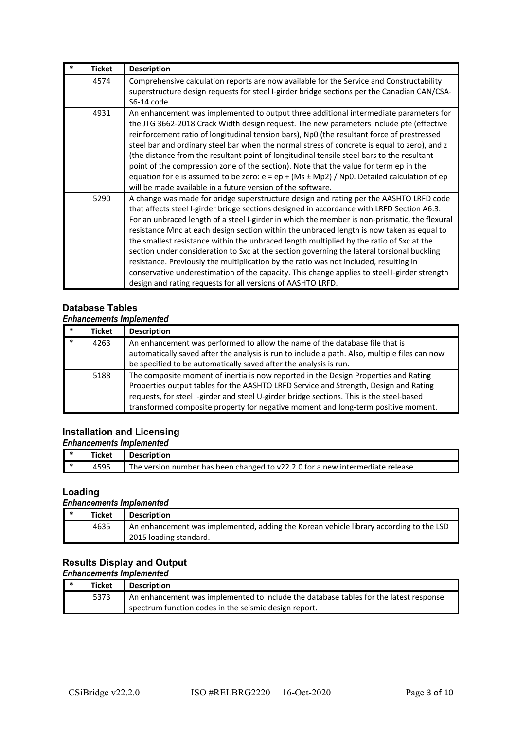| * | Ticket | Description |
|---|---|---|
| | 4574 | Comprehensive calculation reports are now available for the Service and Constructability superstructure design requests for steel I-girder bridge sections per the Canadian CAN/CSA-S6-14 code. |
| | 4931 | An enhancement was implemented to output three additional intermediate parameters for the JTG 3662-2018 Crack Width design request. The new parameters include pte (effective reinforcement ratio of longitudinal tension bars), Np0 (the resultant force of prestressed steel bar and ordinary steel bar when the normal stress of concrete is equal to zero), and z (the distance from the resultant point of longitudinal tensile steel bars to the resultant point of the compression zone of the section). Note that the value for term ep in the equation for e is assumed to be zero: e = ep + (Ms ± Mp2) / Np0. Detailed calculation of ep will be made available in a future version of the software. |
| | 5290 | A change was made for bridge superstructure design and rating per the AASHTO LRFD code that affects steel I-girder bridge sections designed in accordance with LRFD Section A6.3. For an unbraced length of a steel I-girder in which the member is non-prismatic, the flexural resistance Mnc at each design section within the unbraced length is now taken as equal to the smallest resistance within the unbraced length multiplied by the ratio of Sxc at the section under consideration to Sxc at the section governing the lateral torsional buckling resistance. Previously the multiplication by the ratio was not included, resulting in conservative underestimation of the capacity. This change applies to steel I-girder strength design and rating requests for all versions of AASHTO LRFD. |

## Database Tables

### *Enhancements Implemented*

| * | Ticket | Description |
|---|---|---|
| * | 4263 | An enhancement was performed to allow the name of the database file that is automatically saved after the analysis is run to include a path. Also, multiple files can now be specified to be automatically saved after the analysis is run. |
| | 5188 | The composite moment of inertia is now reported in the Design Properties and Rating Properties output tables for the AASHTO LRFD Service and Strength, Design and Rating requests, for steel I-girder and steel U-girder bridge sections. This is the steel-based transformed composite property for negative moment and long-term positive moment. |

## Installation and Licensing

### *Enhancements Implemented*

| * | Ticket | Description |
|---|---|---|
| * | 4595 | The version number has been changed to v22.2.0 for a new intermediate release. |

## Loading

### *Enhancements Implemented*

| * | Ticket | Description |
|---|---|---|
| | 4635 | An enhancement was implemented, adding the Korean vehicle library according to the LSD 2015 loading standard. |

## Results Display and Output

### *Enhancements Implemented*

| * | Ticket | Description |
|---|---|---|
| | 5373 | An enhancement was implemented to include the database tables for the latest response spectrum function codes in the seismic design report. |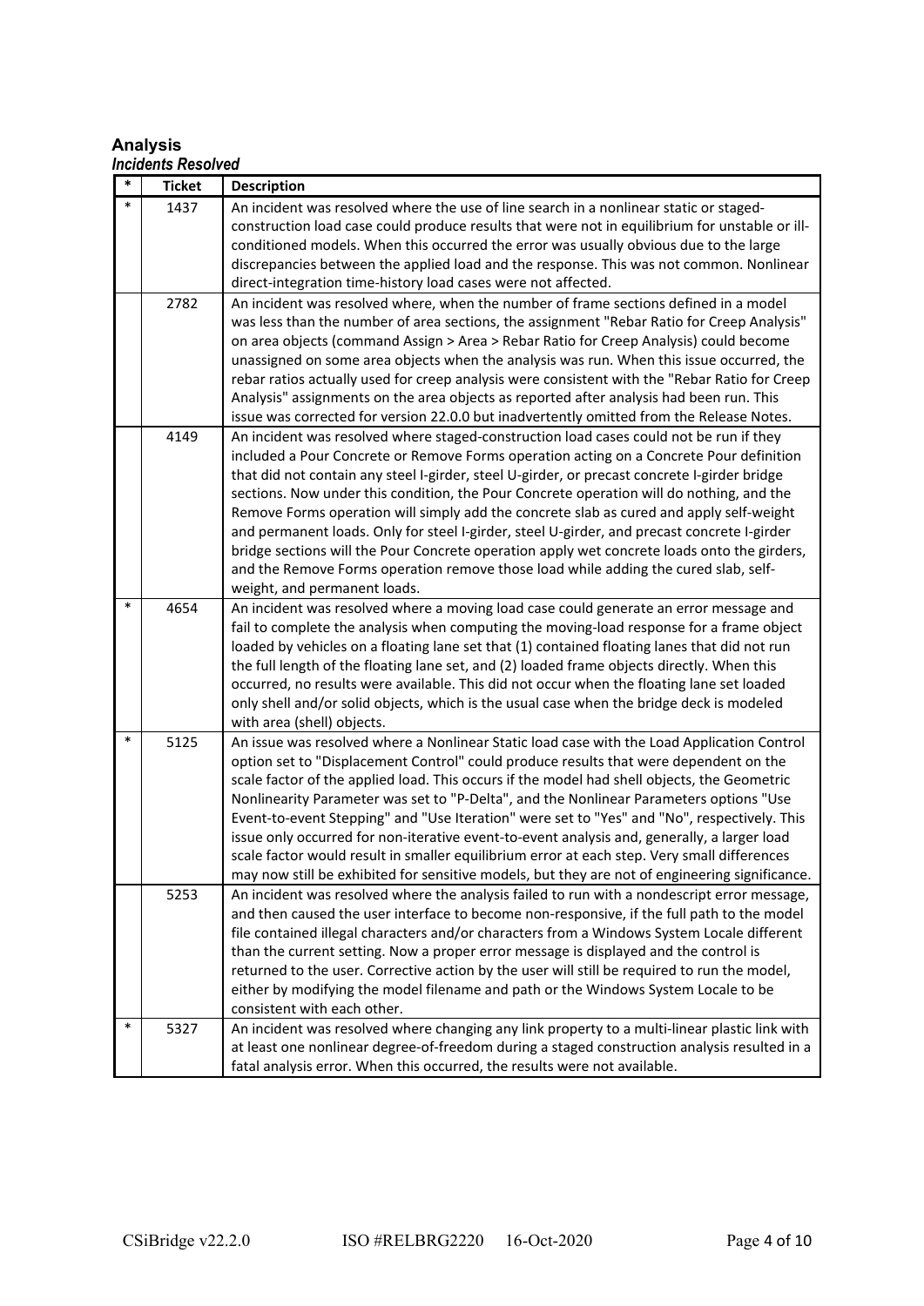## Analysis

### *Incidents Resolved*

| * | Ticket | Description |
|---|---|---|
| * | 1437 | An incident was resolved where the use of line search in a nonlinear static or staged-construction load case could produce results that were not in equilibrium for unstable or ill-conditioned models. When this occurred the error was usually obvious due to the large discrepancies between the applied load and the response. This was not common. Nonlinear direct-integration time-history load cases were not affected. |
| | 2782 | An incident was resolved where, when the number of frame sections defined in a model was less than the number of area sections, the assignment "Rebar Ratio for Creep Analysis" on area objects (command Assign > Area > Rebar Ratio for Creep Analysis) could become unassigned on some area objects when the analysis was run. When this issue occurred, the rebar ratios actually used for creep analysis were consistent with the "Rebar Ratio for Creep Analysis" assignments on the area objects as reported after analysis had been run. This issue was corrected for version 22.0.0 but inadvertently omitted from the Release Notes. |
| | 4149 | An incident was resolved where staged-construction load cases could not be run if they included a Pour Concrete or Remove Forms operation acting on a Concrete Pour definition that did not contain any steel I-girder, steel U-girder, or precast concrete I-girder bridge sections. Now under this condition, the Pour Concrete operation will do nothing, and the Remove Forms operation will simply add the concrete slab as cured and apply self-weight and permanent loads. Only for steel I-girder, steel U-girder, and precast concrete I-girder bridge sections will the Pour Concrete operation apply wet concrete loads onto the girders, and the Remove Forms operation remove those load while adding the cured slab, self-weight, and permanent loads. |
| * | 4654 | An incident was resolved where a moving load case could generate an error message and fail to complete the analysis when computing the moving-load response for a frame object loaded by vehicles on a floating lane set that (1) contained floating lanes that did not run the full length of the floating lane set, and (2) loaded frame objects directly. When this occurred, no results were available. This did not occur when the floating lane set loaded only shell and/or solid objects, which is the usual case when the bridge deck is modeled with area (shell) objects. |
| * | 5125 | An issue was resolved where a Nonlinear Static load case with the Load Application Control option set to "Displacement Control" could produce results that were dependent on the scale factor of the applied load. This occurs if the model had shell objects, the Geometric Nonlinearity Parameter was set to "P-Delta", and the Nonlinear Parameters options "Use Event-to-event Stepping" and "Use Iteration" were set to "Yes" and "No", respectively. This issue only occurred for non-iterative event-to-event analysis and, generally, a larger load scale factor would result in smaller equilibrium error at each step. Very small differences may now still be exhibited for sensitive models, but they are not of engineering significance. |
| | 5253 | An incident was resolved where the analysis failed to run with a nondescript error message, and then caused the user interface to become non-responsive, if the full path to the model file contained illegal characters and/or characters from a Windows System Locale different than the current setting. Now a proper error message is displayed and the control is returned to the user. Corrective action by the user will still be required to run the model, either by modifying the model filename and path or the Windows System Locale to be consistent with each other. |
| * | 5327 | An incident was resolved where changing any link property to a multi-linear plastic link with at least one nonlinear degree-of-freedom during a staged construction analysis resulted in a fatal analysis error. When this occurred, the results were not available. |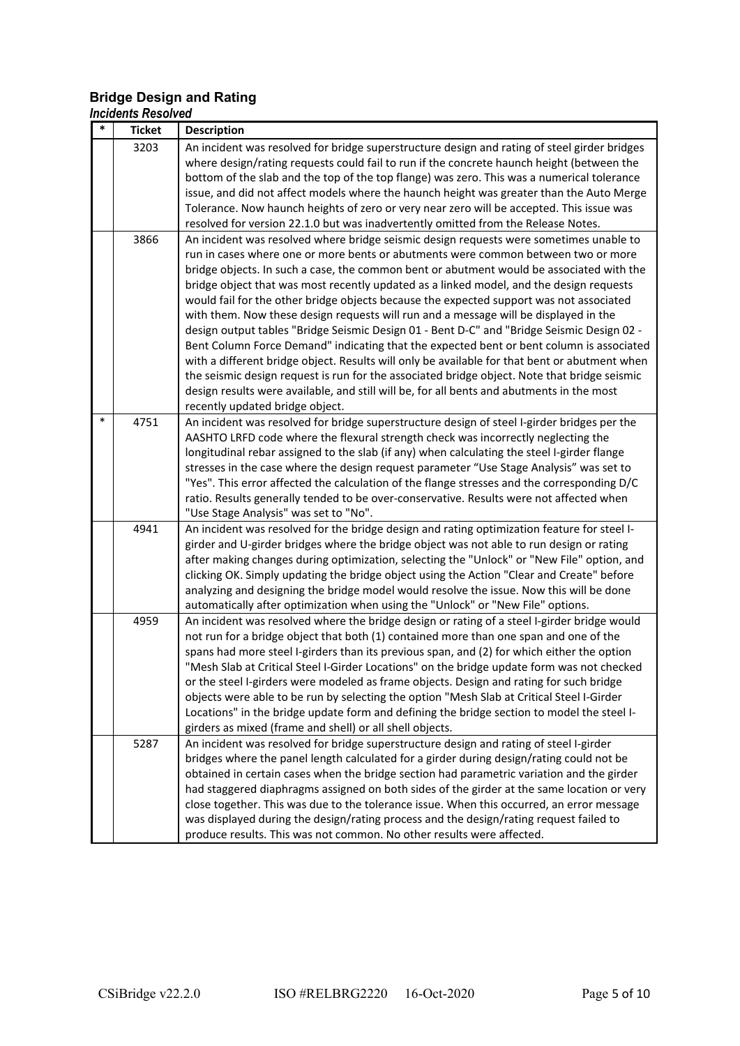## Bridge Design and Rating

### *Incidents Resolved*

| * | Ticket | Description |
|---|---|---|
| | 3203 | An incident was resolved for bridge superstructure design and rating of steel girder bridges where design/rating requests could fail to run if the concrete haunch height (between the bottom of the slab and the top of the top flange) was zero. This was a numerical tolerance issue, and did not affect models where the haunch height was greater than the Auto Merge Tolerance. Now haunch heights of zero or very near zero will be accepted. This issue was resolved for version 22.1.0 but was inadvertently omitted from the Release Notes. |
| | 3866 | An incident was resolved where bridge seismic design requests were sometimes unable to run in cases where one or more bents or abutments were common between two or more bridge objects. In such a case, the common bent or abutment would be associated with the bridge object that was most recently updated as a linked model, and the design requests would fail for the other bridge objects because the expected support was not associated with them. Now these design requests will run and a message will be displayed in the design output tables "Bridge Seismic Design 01 - Bent D-C" and "Bridge Seismic Design 02 - Bent Column Force Demand" indicating that the expected bent or bent column is associated with a different bridge object. Results will only be available for that bent or abutment when the seismic design request is run for the associated bridge object. Note that bridge seismic design results were available, and still will be, for all bents and abutments in the most recently updated bridge object. |
| * | 4751 | An incident was resolved for bridge superstructure design of steel I-girder bridges per the AASHTO LRFD code where the flexural strength check was incorrectly neglecting the longitudinal rebar assigned to the slab (if any) when calculating the steel I-girder flange stresses in the case where the design request parameter "Use Stage Analysis" was set to "Yes". This error affected the calculation of the flange stresses and the corresponding D/C ratio. Results generally tended to be over-conservative. Results were not affected when "Use Stage Analysis" was set to "No". |
| | 4941 | An incident was resolved for the bridge design and rating optimization feature for steel I-girder and U-girder bridges where the bridge object was not able to run design or rating after making changes during optimization, selecting the "Unlock" or "New File" option, and clicking OK. Simply updating the bridge object using the Action "Clear and Create" before analyzing and designing the bridge model would resolve the issue. Now this will be done automatically after optimization when using the "Unlock" or "New File" options. |
| | 4959 | An incident was resolved where the bridge design or rating of a steel I-girder bridge would not run for a bridge object that both (1) contained more than one span and one of the spans had more steel I-girders than its previous span, and (2) for which either the option "Mesh Slab at Critical Steel I-Girder Locations" on the bridge update form was not checked or the steel I-girders were modeled as frame objects. Design and rating for such bridge objects were able to be run by selecting the option "Mesh Slab at Critical Steel I-Girder Locations" in the bridge update form and defining the bridge section to model the steel I-girders as mixed (frame and shell) or all shell objects. |
| | 5287 | An incident was resolved for bridge superstructure design and rating of steel I-girder bridges where the panel length calculated for a girder during design/rating could not be obtained in certain cases when the bridge section had parametric variation and the girder had staggered diaphragms assigned on both sides of the girder at the same location or very close together. This was due to the tolerance issue. When this occurred, an error message was displayed during the design/rating process and the design/rating request failed to produce results. This was not common. No other results were affected. |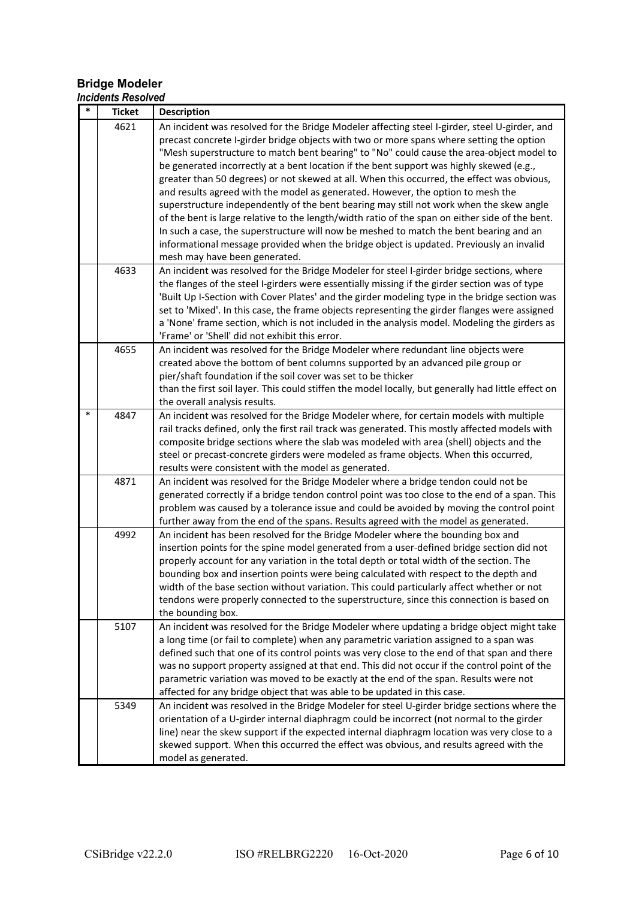## Bridge Modeler

### *Incidents Resolved*

| * | Ticket | Description |
|---|---|---|
| | 4621 | An incident was resolved for the Bridge Modeler affecting steel I-girder, steel U-girder, and precast concrete I-girder bridge objects with two or more spans where setting the option "Mesh superstructure to match bent bearing" to "No" could cause the area-object model to be generated incorrectly at a bent location if the bent support was highly skewed (e.g., greater than 50 degrees) or not skewed at all. When this occurred, the effect was obvious, and results agreed with the model as generated. However, the option to mesh the superstructure independently of the bent bearing may still not work when the skew angle of the bent is large relative to the length/width ratio of the span on either side of the bent. In such a case, the superstructure will now be meshed to match the bent bearing and an informational message provided when the bridge object is updated. Previously an invalid mesh may have been generated. |
| | 4633 | An incident was resolved for the Bridge Modeler for steel I-girder bridge sections, where the flanges of the steel I-girders were essentially missing if the girder section was of type 'Built Up I-Section with Cover Plates' and the girder modeling type in the bridge section was set to 'Mixed'. In this case, the frame objects representing the girder flanges were assigned a 'None' frame section, which is not included in the analysis model. Modeling the girders as 'Frame' or 'Shell' did not exhibit this error. |
| | 4655 | An incident was resolved for the Bridge Modeler where redundant line objects were created above the bottom of bent columns supported by an advanced pile group or pier/shaft foundation if the soil cover was set to be thicker than the first soil layer. This could stiffen the model locally, but generally had little effect on the overall analysis results. |
| * | 4847 | An incident was resolved for the Bridge Modeler where, for certain models with multiple rail tracks defined, only the first rail track was generated. This mostly affected models with composite bridge sections where the slab was modeled with area (shell) objects and the steel or precast-concrete girders were modeled as frame objects. When this occurred, results were consistent with the model as generated. |
| | 4871 | An incident was resolved for the Bridge Modeler where a bridge tendon could not be generated correctly if a bridge tendon control point was too close to the end of a span. This problem was caused by a tolerance issue and could be avoided by moving the control point further away from the end of the spans. Results agreed with the model as generated. |
| | 4992 | An incident has been resolved for the Bridge Modeler where the bounding box and insertion points for the spine model generated from a user-defined bridge section did not properly account for any variation in the total depth or total width of the section. The bounding box and insertion points were being calculated with respect to the depth and width of the base section without variation. This could particularly affect whether or not tendons were properly connected to the superstructure, since this connection is based on the bounding box. |
| | 5107 | An incident was resolved for the Bridge Modeler where updating a bridge object might take a long time (or fail to complete) when any parametric variation assigned to a span was defined such that one of its control points was very close to the end of that span and there was no support property assigned at that end. This did not occur if the control point of the parametric variation was moved to be exactly at the end of the span. Results were not affected for any bridge object that was able to be updated in this case. |
| | 5349 | An incident was resolved in the Bridge Modeler for steel U-girder bridge sections where the orientation of a U-girder internal diaphragm could be incorrect (not normal to the girder line) near the skew support if the expected internal diaphragm location was very close to a skewed support. When this occurred the effect was obvious, and results agreed with the model as generated. |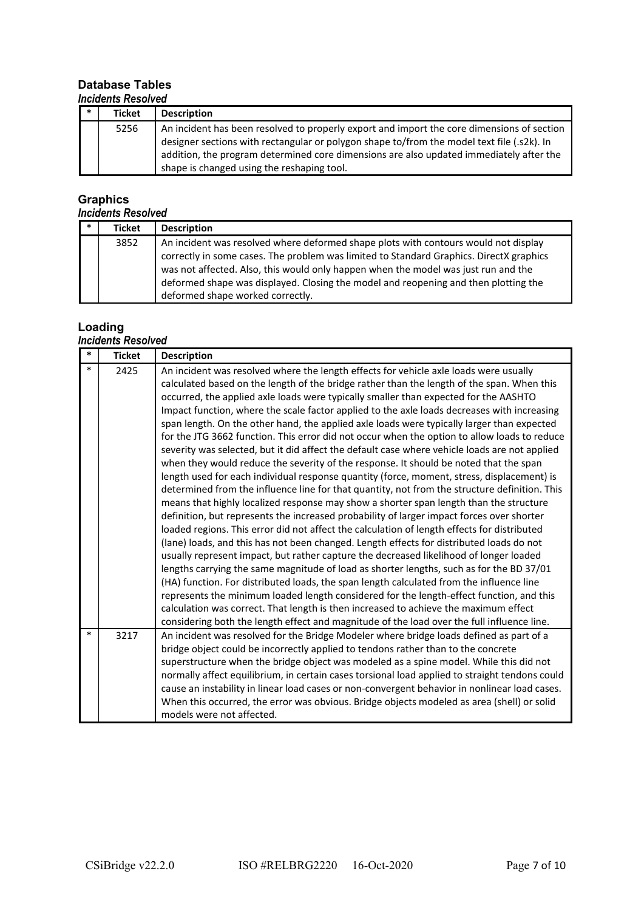## Database Tables

### *Incidents Resolved*

| * | Ticket | Description |
| --- | --- | --- |
| | 5256 | An incident has been resolved to properly export and import the core dimensions of section designer sections with rectangular or polygon shape to/from the model text file (.s2k). In addition, the program determined core dimensions are also updated immediately after the shape is changed using the reshaping tool. |

## Graphics

### *Incidents Resolved*

| * | Ticket | Description |
| --- | --- | --- |
| | 3852 | An incident was resolved where deformed shape plots with contours would not display correctly in some cases. The problem was limited to Standard Graphics. DirectX graphics was not affected. Also, this would only happen when the model was just run and the deformed shape was displayed. Closing the model and reopening and then plotting the deformed shape worked correctly. |

## Loading

### *Incidents Resolved*

| * | Ticket | Description |
| --- | --- | --- |
| * | 2425 | An incident was resolved where the length effects for vehicle axle loads were usually calculated based on the length of the bridge rather than the length of the span. When this occurred, the applied axle loads were typically smaller than expected for the AASHTO Impact function, where the scale factor applied to the axle loads decreases with increasing span length. On the other hand, the applied axle loads were typically larger than expected for the JTG 3662 function. This error did not occur when the option to allow loads to reduce severity was selected, but it did affect the default case where vehicle loads are not applied when they would reduce the severity of the response. It should be noted that the span length used for each individual response quantity (force, moment, stress, displacement) is determined from the influence line for that quantity, not from the structure definition. This means that highly localized response may show a shorter span length than the structure definition, but represents the increased probability of larger impact forces over shorter loaded regions. This error did not affect the calculation of length effects for distributed (lane) loads, and this has not been changed. Length effects for distributed loads do not usually represent impact, but rather capture the decreased likelihood of longer loaded lengths carrying the same magnitude of load as shorter lengths, such as for the BD 37/01 (HA) function. For distributed loads, the span length calculated from the influence line represents the minimum loaded length considered for the length-effect function, and this calculation was correct. That length is then increased to achieve the maximum effect considering both the length effect and magnitude of the load over the full influence line. |
| * | 3217 | An incident was resolved for the Bridge Modeler where bridge loads defined as part of a bridge object could be incorrectly applied to tendons rather than to the concrete superstructure when the bridge object was modeled as a spine model. While this did not normally affect equilibrium, in certain cases torsional load applied to straight tendons could cause an instability in linear load cases or non-convergent behavior in nonlinear load cases. When this occurred, the error was obvious. Bridge objects modeled as area (shell) or solid models were not affected. |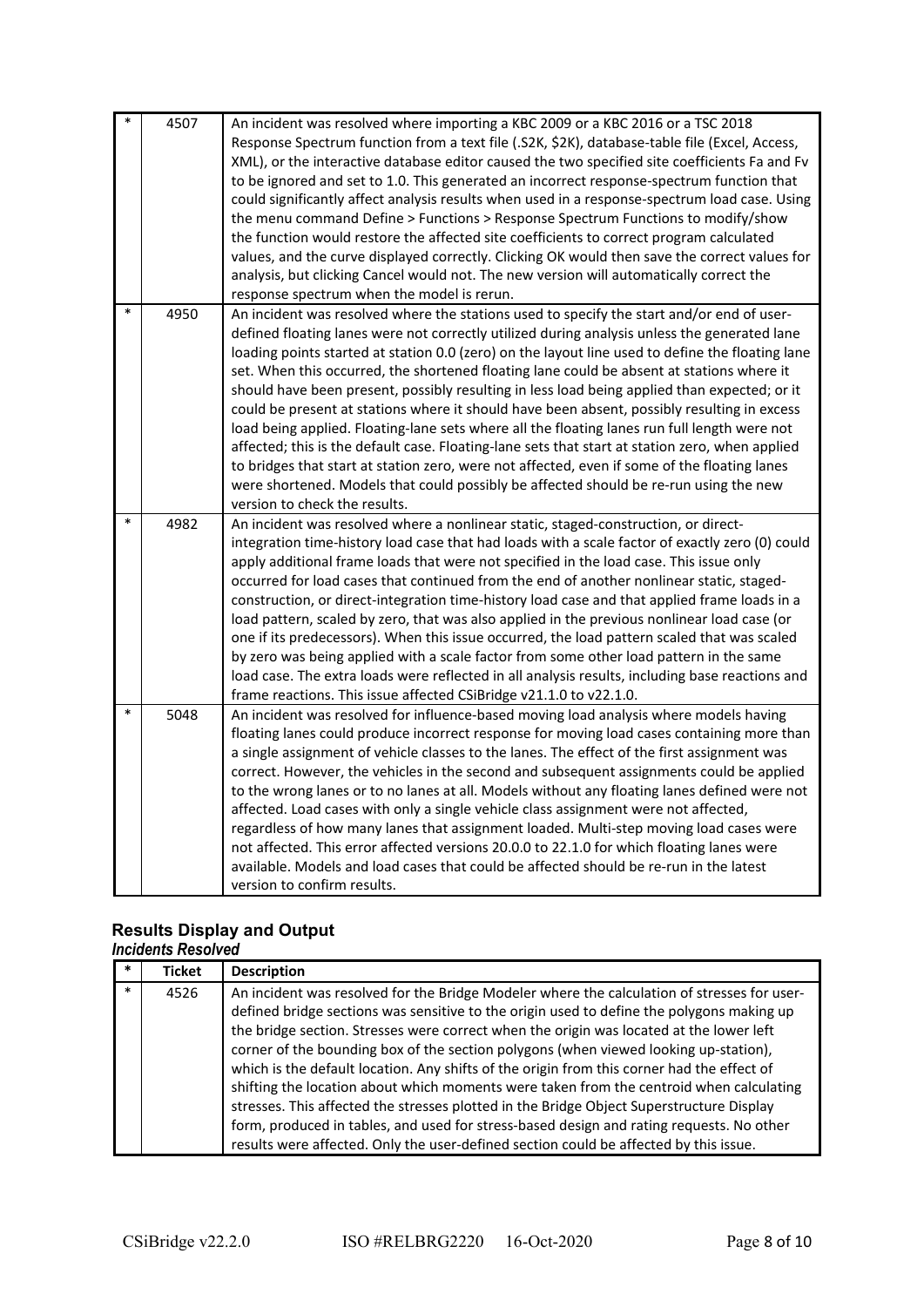| | | |
|---|---|---|
| * | 4507 | An incident was resolved where importing a KBC 2009 or a KBC 2016 or a TSC 2018 Response Spectrum function from a text file (.S2K, $2K), database-table file (Excel, Access, XML), or the interactive database editor caused the two specified site coefficients Fa and Fv to be ignored and set to 1.0. This generated an incorrect response-spectrum function that could significantly affect analysis results when used in a response-spectrum load case. Using the menu command Define > Functions > Response Spectrum Functions to modify/show the function would restore the affected site coefficients to correct program calculated values, and the curve displayed correctly. Clicking OK would then save the correct values for analysis, but clicking Cancel would not. The new version will automatically correct the response spectrum when the model is rerun. |
| * | 4950 | An incident was resolved where the stations used to specify the start and/or end of user-defined floating lanes were not correctly utilized during analysis unless the generated lane loading points started at station 0.0 (zero) on the layout line used to define the floating lane set. When this occurred, the shortened floating lane could be absent at stations where it should have been present, possibly resulting in less load being applied than expected; or it could be present at stations where it should have been absent, possibly resulting in excess load being applied. Floating-lane sets where all the floating lanes run full length were not affected; this is the default case. Floating-lane sets that start at station zero, when applied to bridges that start at station zero, were not affected, even if some of the floating lanes were shortened. Models that could possibly be affected should be re-run using the new version to check the results. |
| * | 4982 | An incident was resolved where a nonlinear static, staged-construction, or direct-integration time-history load case that had loads with a scale factor of exactly zero (0) could apply additional frame loads that were not specified in the load case. This issue only occurred for load cases that continued from the end of another nonlinear static, staged-construction, or direct-integration time-history load case and that applied frame loads in a load pattern, scaled by zero, that was also applied in the previous nonlinear load case (or one if its predecessors). When this issue occurred, the load pattern scaled that was scaled by zero was being applied with a scale factor from some other load pattern in the same load case. The extra loads were reflected in all analysis results, including base reactions and frame reactions. This issue affected CSiBridge v21.1.0 to v22.1.0. |
| * | 5048 | An incident was resolved for influence-based moving load analysis where models having floating lanes could produce incorrect response for moving load cases containing more than a single assignment of vehicle classes to the lanes. The effect of the first assignment was correct. However, the vehicles in the second and subsequent assignments could be applied to the wrong lanes or to no lanes at all. Models without any floating lanes defined were not affected. Load cases with only a single vehicle class assignment were not affected, regardless of how many lanes that assignment loaded. Multi-step moving load cases were not affected. This error affected versions 20.0.0 to 22.1.0 for which floating lanes were available. Models and load cases that could be affected should be re-run in the latest version to confirm results. |

## Results Display and Output

### *Incidents Resolved*

| * | Ticket | Description |
|---|---|---|
| * | 4526 | An incident was resolved for the Bridge Modeler where the calculation of stresses for user-defined bridge sections was sensitive to the origin used to define the polygons making up the bridge section. Stresses were correct when the origin was located at the lower left corner of the bounding box of the section polygons (when viewed looking up-station), which is the default location. Any shifts of the origin from this corner had the effect of shifting the location about which moments were taken from the centroid when calculating stresses. This affected the stresses plotted in the Bridge Object Superstructure Display form, produced in tables, and used for stress-based design and rating requests. No other results were affected. Only the user-defined section could be affected by this issue. |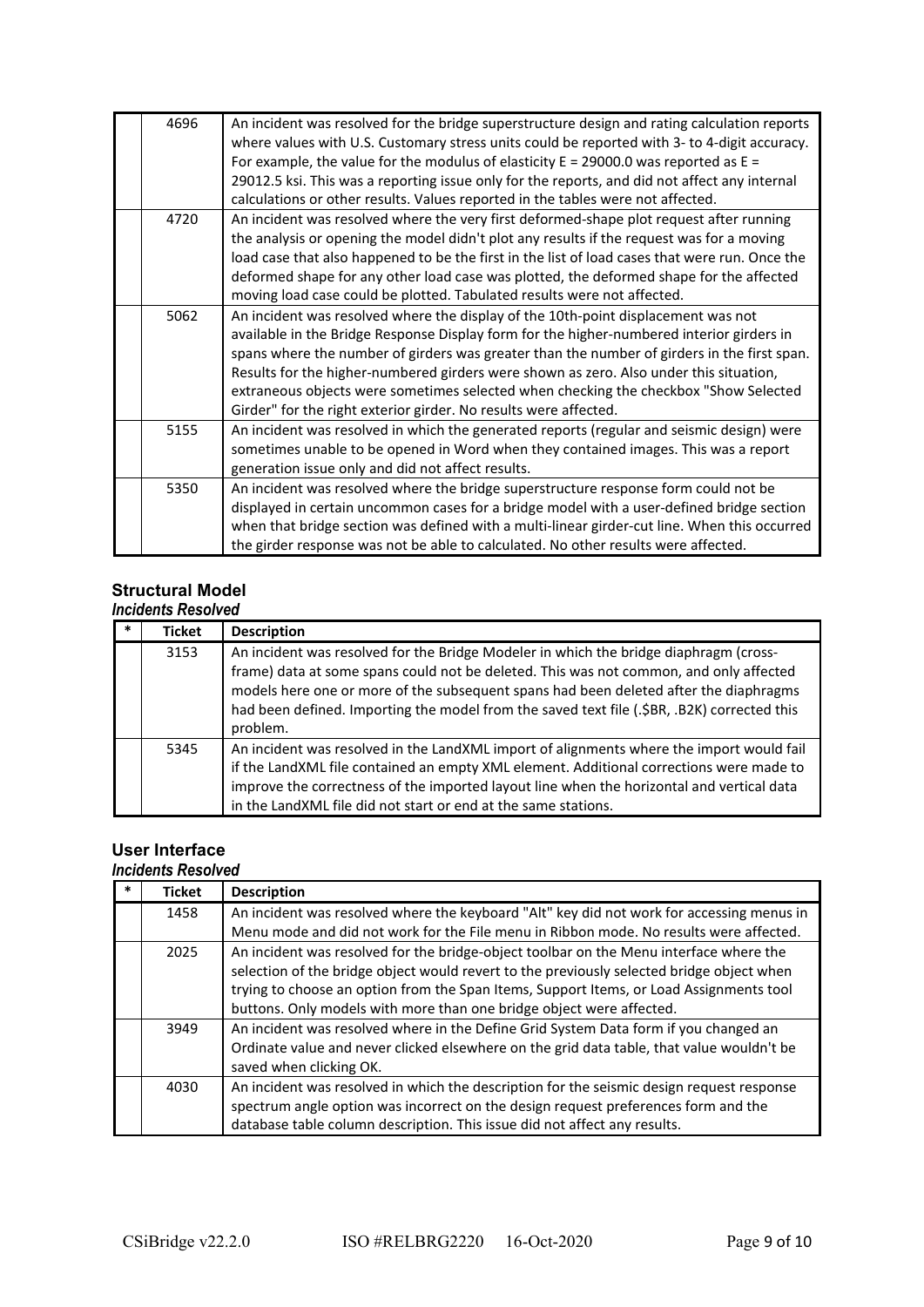| | | |
|---|---|---|
| | 4696 | An incident was resolved for the bridge superstructure design and rating calculation reports where values with U.S. Customary stress units could be reported with 3- to 4-digit accuracy. For example, the value for the modulus of elasticity E = 29000.0 was reported as E = 29012.5 ksi. This was a reporting issue only for the reports, and did not affect any internal calculations or other results. Values reported in the tables were not affected. |
| | 4720 | An incident was resolved where the very first deformed-shape plot request after running the analysis or opening the model didn't plot any results if the request was for a moving load case that also happened to be the first in the list of load cases that were run. Once the deformed shape for any other load case was plotted, the deformed shape for the affected moving load case could be plotted. Tabulated results were not affected. |
| | 5062 | An incident was resolved where the display of the 10th-point displacement was not available in the Bridge Response Display form for the higher-numbered interior girders in spans where the number of girders was greater than the number of girders in the first span. Results for the higher-numbered girders were shown as zero. Also under this situation, extraneous objects were sometimes selected when checking the checkbox "Show Selected Girder" for the right exterior girder. No results were affected. |
| | 5155 | An incident was resolved in which the generated reports (regular and seismic design) were sometimes unable to be opened in Word when they contained images. This was a report generation issue only and did not affect results. |
| | 5350 | An incident was resolved where the bridge superstructure response form could not be displayed in certain uncommon cases for a bridge model with a user-defined bridge section when that bridge section was defined with a multi-linear girder-cut line. When this occurred the girder response was not be able to calculated. No other results were affected. |

### Structural Model

#### *Incidents Resolved*

| * | Ticket | Description |
|---|---|---|
| | 3153 | An incident was resolved for the Bridge Modeler in which the bridge diaphragm (cross-frame) data at some spans could not be deleted. This was not common, and only affected models here one or more of the subsequent spans had been deleted after the diaphragms had been defined. Importing the model from the saved text file (.$BR, .B2K) corrected this problem. |
| | 5345 | An incident was resolved in the LandXML import of alignments where the import would fail if the LandXML file contained an empty XML element. Additional corrections were made to improve the correctness of the imported layout line when the horizontal and vertical data in the LandXML file did not start or end at the same stations. |

### User Interface

#### *Incidents Resolved*

| * | Ticket | Description |
|---|---|---|
| | 1458 | An incident was resolved where the keyboard "Alt" key did not work for accessing menus in Menu mode and did not work for the File menu in Ribbon mode. No results were affected. |
| | 2025 | An incident was resolved for the bridge-object toolbar on the Menu interface where the selection of the bridge object would revert to the previously selected bridge object when trying to choose an option from the Span Items, Support Items, or Load Assignments tool buttons. Only models with more than one bridge object were affected. |
| | 3949 | An incident was resolved where in the Define Grid System Data form if you changed an Ordinate value and never clicked elsewhere on the grid data table, that value wouldn't be saved when clicking OK. |
| | 4030 | An incident was resolved in which the description for the seismic design request response spectrum angle option was incorrect on the design request preferences form and the database table column description. This issue did not affect any results. |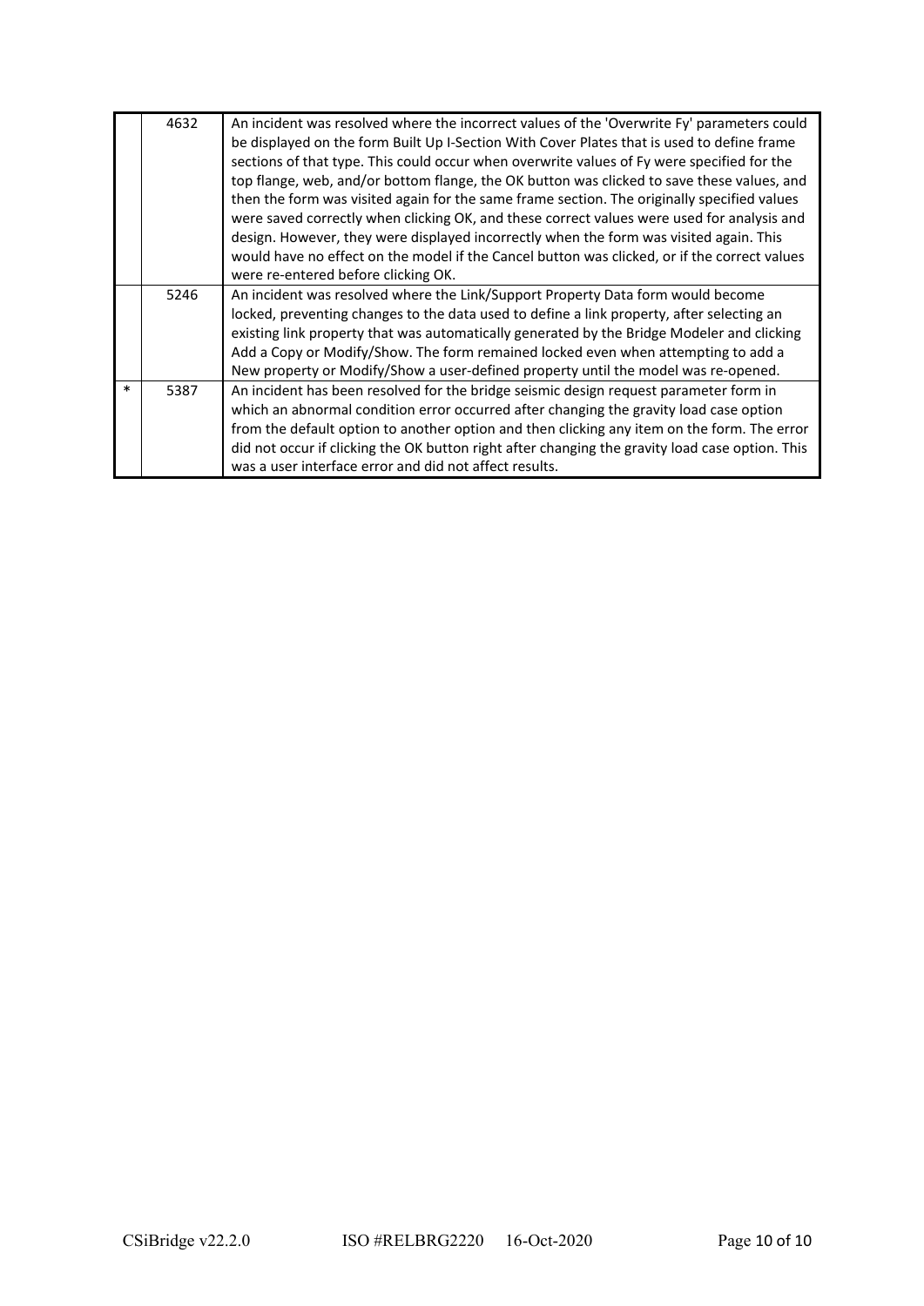| | | |
|---|---|---|
| | 4632 | An incident was resolved where the incorrect values of the 'Overwrite Fy' parameters could be displayed on the form Built Up I-Section With Cover Plates that is used to define frame sections of that type. This could occur when overwrite values of Fy were specified for the top flange, web, and/or bottom flange, the OK button was clicked to save these values, and then the form was visited again for the same frame section. The originally specified values were saved correctly when clicking OK, and these correct values were used for analysis and design. However, they were displayed incorrectly when the form was visited again. This would have no effect on the model if the Cancel button was clicked, or if the correct values were re-entered before clicking OK. |
| | 5246 | An incident was resolved where the Link/Support Property Data form would become locked, preventing changes to the data used to define a link property, after selecting an existing link property that was automatically generated by the Bridge Modeler and clicking Add a Copy or Modify/Show. The form remained locked even when attempting to add a New property or Modify/Show a user-defined property until the model was re-opened. |
| * | 5387 | An incident has been resolved for the bridge seismic design request parameter form in which an abnormal condition error occurred after changing the gravity load case option from the default option to another option and then clicking any item on the form. The error did not occur if clicking the OK button right after changing the gravity load case option. This was a user interface error and did not affect results. |